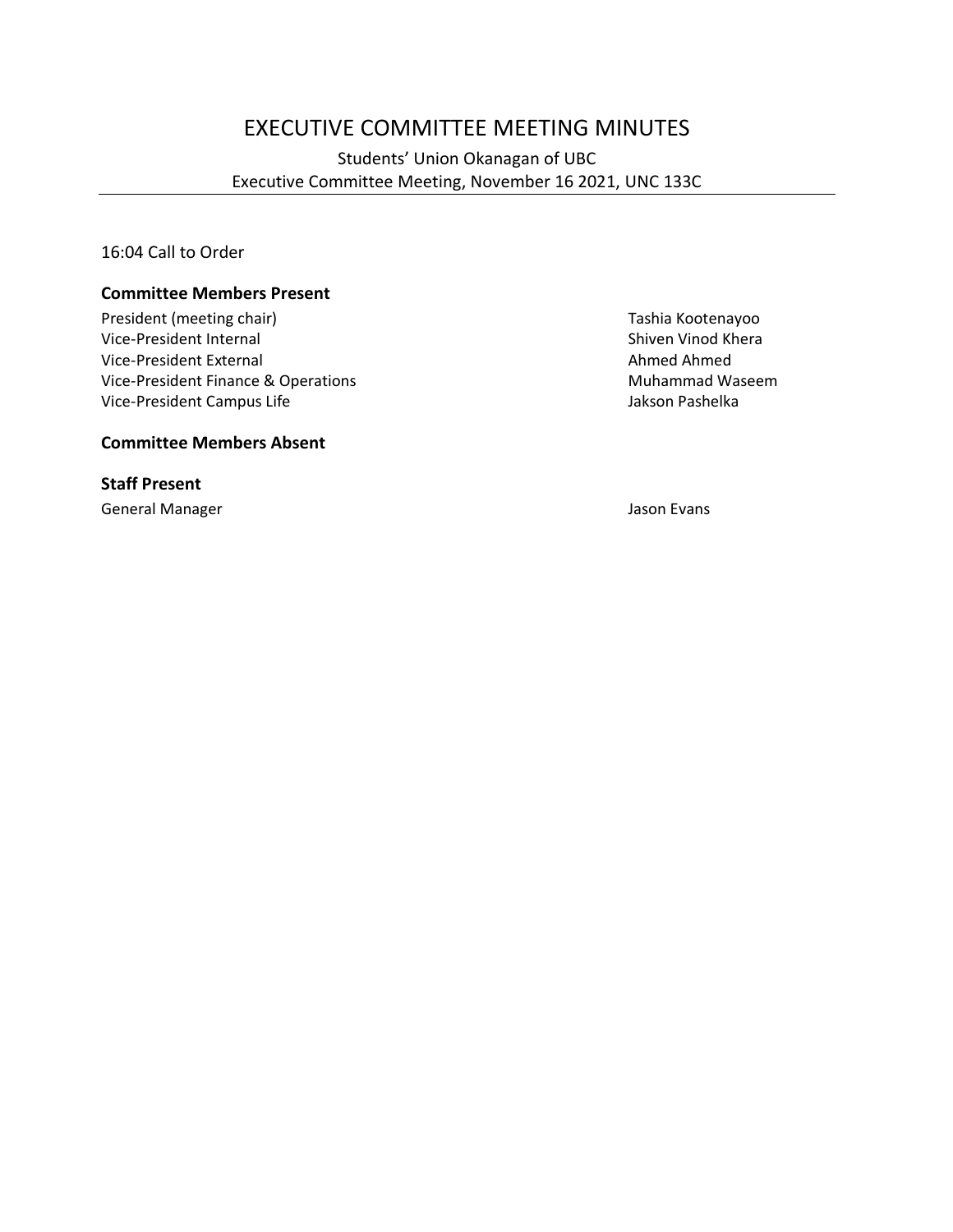# EXECUTIVE COMMITTEE MEETING MINUTES

Students' Union Okanagan of UBC

Executive Committee Meeting, November 16 2021, UNC 133C

16:04 Call to Order

### Committee Members Present

| | |
|---|---|
| President (meeting chair) | Tashia Kootenayoo |
| Vice-President Internal | Shiven Vinod Khera |
| Vice-President External | Ahmed Ahmed |
| Vice-President Finance & Operations | Muhammad Waseem |
| Vice-President Campus Life | Jakson Pashelka |

### Committee Members Absent

### Staff Present

| | |
|---|---|
| General Manager | Jason Evans |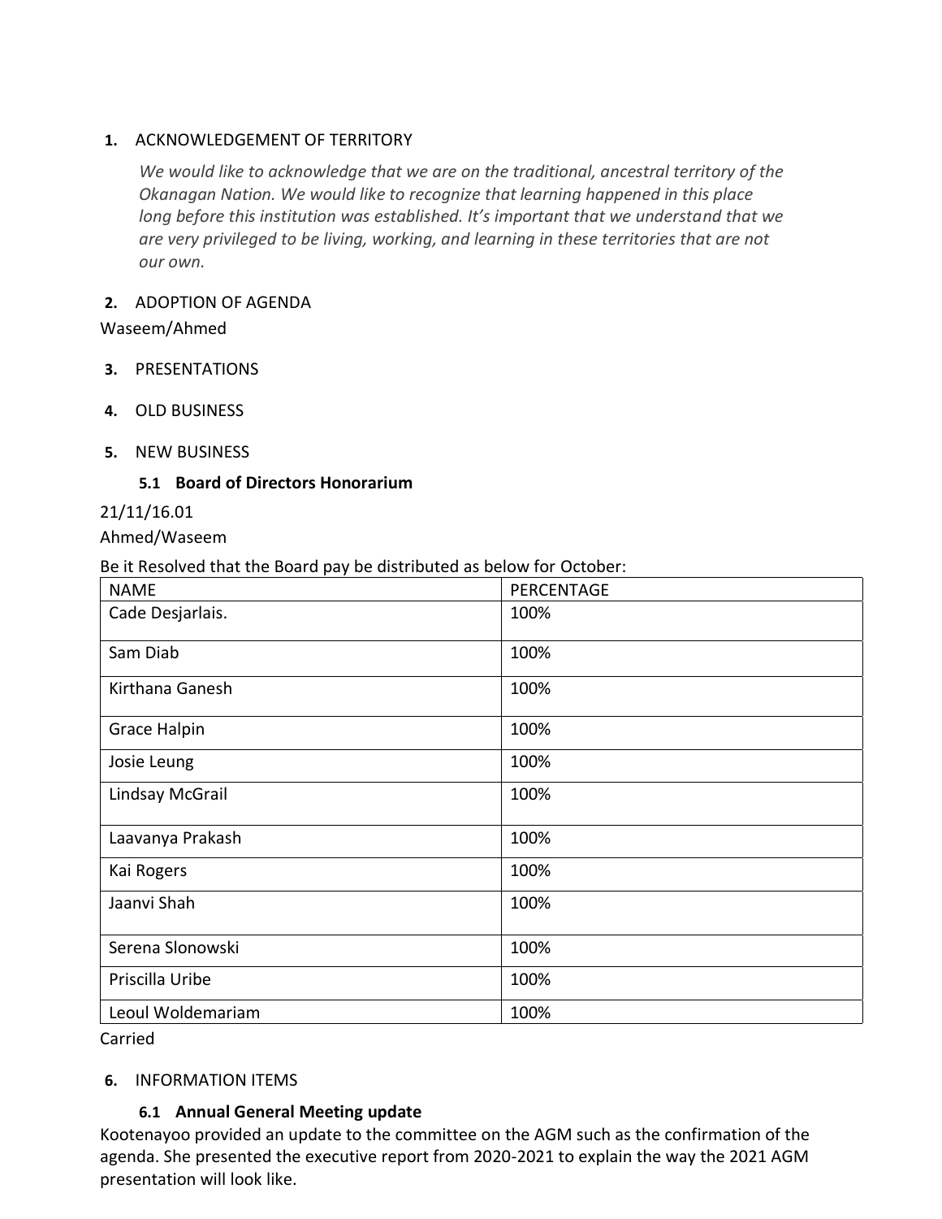1. ACKNOWLEDGEMENT OF TERRITORY

   *We would like to acknowledge that we are on the traditional, ancestral territory of the Okanagan Nation. We would like to recognize that learning happened in this place long before this institution was established. It's important that we understand that we are very privileged to be living, working, and learning in these territories that are not our own.*

2. ADOPTION OF AGENDA

Waseem/Ahmed

3. PRESENTATIONS

4. OLD BUSINESS

5. NEW BUSINESS

### 5.1 Board of Directors Honorarium

21/11/16.01

Ahmed/Waseem

Be it Resolved that the Board pay be distributed as below for October:

| NAME | PERCENTAGE |
|---|---|
| Cade Desjarlais. | 100% |
| Sam Diab | 100% |
| Kirthana Ganesh | 100% |
| Grace Halpin | 100% |
| Josie Leung | 100% |
| Lindsay McGrail | 100% |
| Laavanya Prakash | 100% |
| Kai Rogers | 100% |
| Jaanvi Shah | 100% |
| Serena Slonowski | 100% |
| Priscilla Uribe | 100% |
| Leoul Woldemariam | 100% |

Carried

6. INFORMATION ITEMS

### 6.1 Annual General Meeting update

Kootenayoo provided an update to the committee on the AGM such as the confirmation of the agenda. She presented the executive report from 2020-2021 to explain the way the 2021 AGM presentation will look like.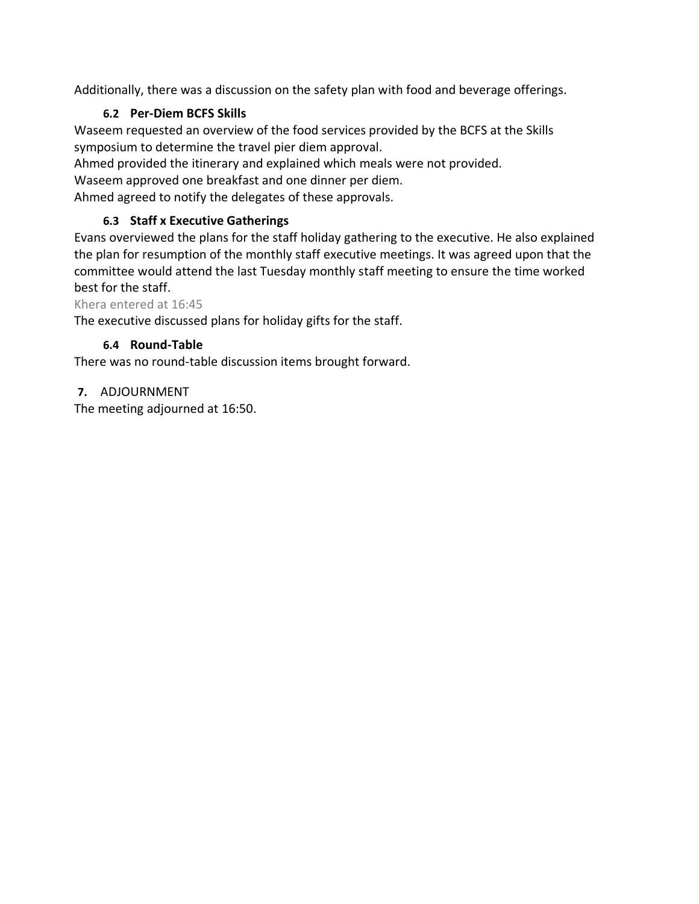Additionally, there was a discussion on the safety plan with food and beverage offerings.

### 6.2 Per-Diem BCFS Skills

Waseem requested an overview of the food services provided by the BCFS at the Skills symposium to determine the travel pier diem approval.
Ahmed provided the itinerary and explained which meals were not provided.
Waseem approved one breakfast and one dinner per diem.
Ahmed agreed to notify the delegates of these approvals.

### 6.3 Staff x Executive Gatherings

Evans overviewed the plans for the staff holiday gathering to the executive. He also explained the plan for resumption of the monthly staff executive meetings. It was agreed upon that the committee would attend the last Tuesday monthly staff meeting to ensure the time worked best for the staff.

Khera entered at 16:45

The executive discussed plans for holiday gifts for the staff.

### 6.4 Round-Table

There was no round-table discussion items brought forward.

## 7. ADJOURNMENT

The meeting adjourned at 16:50.